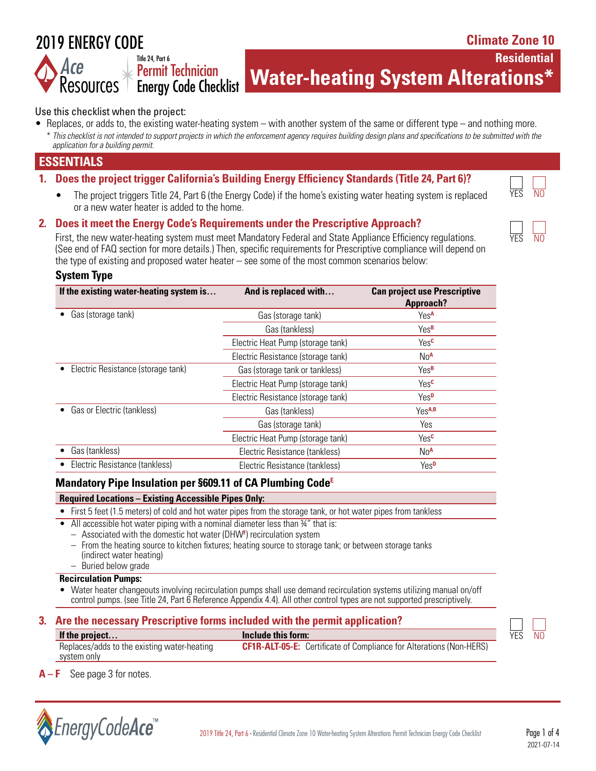# 2019 ENERGY CODE

Ace Resources — Title 24, Part 6 Permit Technician Energy Code Checklist

**Climate Zone 10**

**Residential**

# Water-heating System Alterations*

Use this checklist when the project:

- Replaces, or adds to, the existing water-heating system – with another system of the same or different type – and nothing more.
  - *\* This checklist is not intended to support projects in which the enforcement agency requires building design plans and specifications to be submitted with the application for a building permit.*

## ESSENTIALS

### 1. Does the project trigger California's Building Energy Efficiency Standards (Title 24, Part 6)?

☐ YES ☐ NO

- The project triggers Title 24, Part 6 (the Energy Code) if the home's existing water heating system is replaced or a new water heater is added to the home.

### 2. Does it meet the Energy Code's Requirements under the Prescriptive Approach?

☐ YES ☐ NO

First, the new water-heating system must meet Mandatory Federal and State Appliance Efficiency regulations. (See end of FAQ section for more details.) Then, specific requirements for Prescriptive compliance will depend on the type of existing and proposed water heater – see some of the most common scenarios below:

#### System Type

| If the existing water-heating system is… | And is replaced with… | Can project use Prescriptive Approach? |
|---|---|---|
| • Gas (storage tank) | Gas (storage tank) | Yes[A] |
| | Gas (tankless) | Yes[B] |
| | Electric Heat Pump (storage tank) | Yes[C] |
| | Electric Resistance (storage tank) | No[A] |
| • Electric Resistance (storage tank) | Gas (storage tank or tankless) | Yes[B] |
| | Electric Heat Pump (storage tank) | Yes[C] |
| | Electric Resistance (storage tank) | Yes[D] |
| • Gas or Electric (tankless) | Gas (tankless) | Yes[A,B] |
| | Gas (storage tank) | Yes |
| | Electric Heat Pump (storage tank) | Yes[C] |
| • Gas (tankless) | Electric Resistance (tankless) | No[A] |
| • Electric Resistance (tankless) | Electric Resistance (tankless) | Yes[D] |

#### Mandatory Pipe Insulation per §609.11 of CA Plumbing Code[E]

**Required Locations – Existing Accessible Pipes Only:**

- First 5 feet (1.5 meters) of cold and hot water pipes from the storage tank, or hot water pipes from tankless
- All accessible hot water piping with a nominal diameter less than ¾" that is:
  - Associated with the domestic hot water (DHW[F]) recirculation system
  - From the heating source to kitchen fixtures; heating source to storage tank; or between storage tanks (indirect water heating)
  - Buried below grade

**Recirculation Pumps:**

- Water heater changeouts involving recirculation pumps shall use demand recirculation systems utilizing manual on/off control pumps. (see Title 24, Part 6 Reference Appendix 4.4). All other control types are not supported prescriptively.

### 3. Are the necessary Prescriptive forms included with the permit application?

☐ YES ☐ NO

| If the project… | Include this form: |
|---|---|
| Replaces/adds to the existing water-heating system only | **CF1R-ALT-05-E:** Certificate of Compliance for Alterations (Non-HERS) |

**A – F** See page 3 for notes.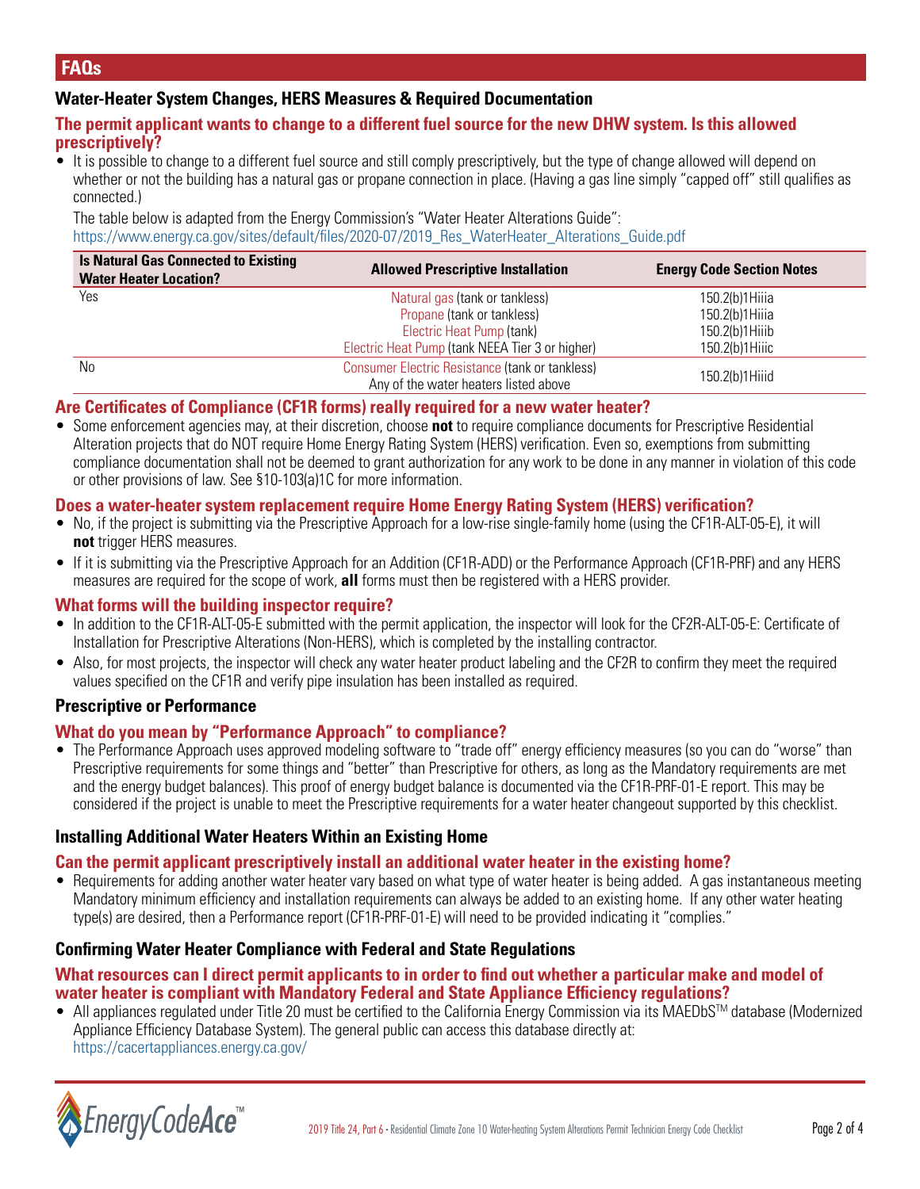## FAQs

### Water-Heater System Changes, HERS Measures & Required Documentation

#### The permit applicant wants to change to a different fuel source for the new DHW system. Is this allowed prescriptively?

- It is possible to change to a different fuel source and still comply prescriptively, but the type of change allowed will depend on whether or not the building has a natural gas or propane connection in place. (Having a gas line simply "capped off" still qualifies as connected.)

  The table below is adapted from the Energy Commission's "Water Heater Alterations Guide": https://www.energy.ca.gov/sites/default/files/2020-07/2019_Res_WaterHeater_Alterations_Guide.pdf

| Is Natural Gas Connected to Existing Water Heater Location? | Allowed Prescriptive Installation | Energy Code Section Notes |
|---|---|---|
| Yes | Natural gas (tank or tankless)<br>Propane (tank or tankless)<br>Electric Heat Pump (tank)<br>Electric Heat Pump (tank NEEA Tier 3 or higher) | 150.2(b)1Hiiia<br>150.2(b)1Hiiia<br>150.2(b)1Hiiib<br>150.2(b)1Hiiic |
| No | Consumer Electric Resistance (tank or tankless)<br>Any of the water heaters listed above | 150.2(b)1Hiiid |

#### Are Certificates of Compliance (CF1R forms) really required for a new water heater?

- Some enforcement agencies may, at their discretion, choose **not** to require compliance documents for Prescriptive Residential Alteration projects that do NOT require Home Energy Rating System (HERS) verification. Even so, exemptions from submitting compliance documentation shall not be deemed to grant authorization for any work to be done in any manner in violation of this code or other provisions of law. See §10-103(a)1C for more information.

#### Does a water-heater system replacement require Home Energy Rating System (HERS) verification?

- No, if the project is submitting via the Prescriptive Approach for a low-rise single-family home (using the CF1R-ALT-05-E), it will **not** trigger HERS measures.
- If it is submitting via the Prescriptive Approach for an Addition (CF1R-ADD) or the Performance Approach (CF1R-PRF) and any HERS measures are required for the scope of work, **all** forms must then be registered with a HERS provider.

#### What forms will the building inspector require?

- In addition to the CF1R-ALT-05-E submitted with the permit application, the inspector will look for the CF2R-ALT-05-E: Certificate of Installation for Prescriptive Alterations (Non-HERS), which is completed by the installing contractor.
- Also, for most projects, the inspector will check any water heater product labeling and the CF2R to confirm they meet the required values specified on the CF1R and verify pipe insulation has been installed as required.

### Prescriptive or Performance

#### What do you mean by "Performance Approach" to compliance?

- The Performance Approach uses approved modeling software to "trade off" energy efficiency measures (so you can do "worse" than Prescriptive requirements for some things and "better" than Prescriptive for others, as long as the Mandatory requirements are met and the energy budget balances). This proof of energy budget balance is documented via the CF1R-PRF-01-E report. This may be considered if the project is unable to meet the Prescriptive requirements for a water heater changeout supported by this checklist.

### Installing Additional Water Heaters Within an Existing Home

#### Can the permit applicant prescriptively install an additional water heater in the existing home?

- Requirements for adding another water heater vary based on what type of water heater is being added. A gas instantaneous meeting Mandatory minimum efficiency and installation requirements can always be added to an existing home. If any other water heating type(s) are desired, then a Performance report (CF1R-PRF-01-E) will need to be provided indicating it "complies."

### Confirming Water Heater Compliance with Federal and State Regulations

#### What resources can I direct permit applicants to in order to find out whether a particular make and model of water heater is compliant with Mandatory Federal and State Appliance Efficiency regulations?

- All appliances regulated under Title 20 must be certified to the California Energy Commission via its MAEDbS™ database (Modernized Appliance Efficiency Database System). The general public can access this database directly at: https://cacertappliances.energy.ca.gov/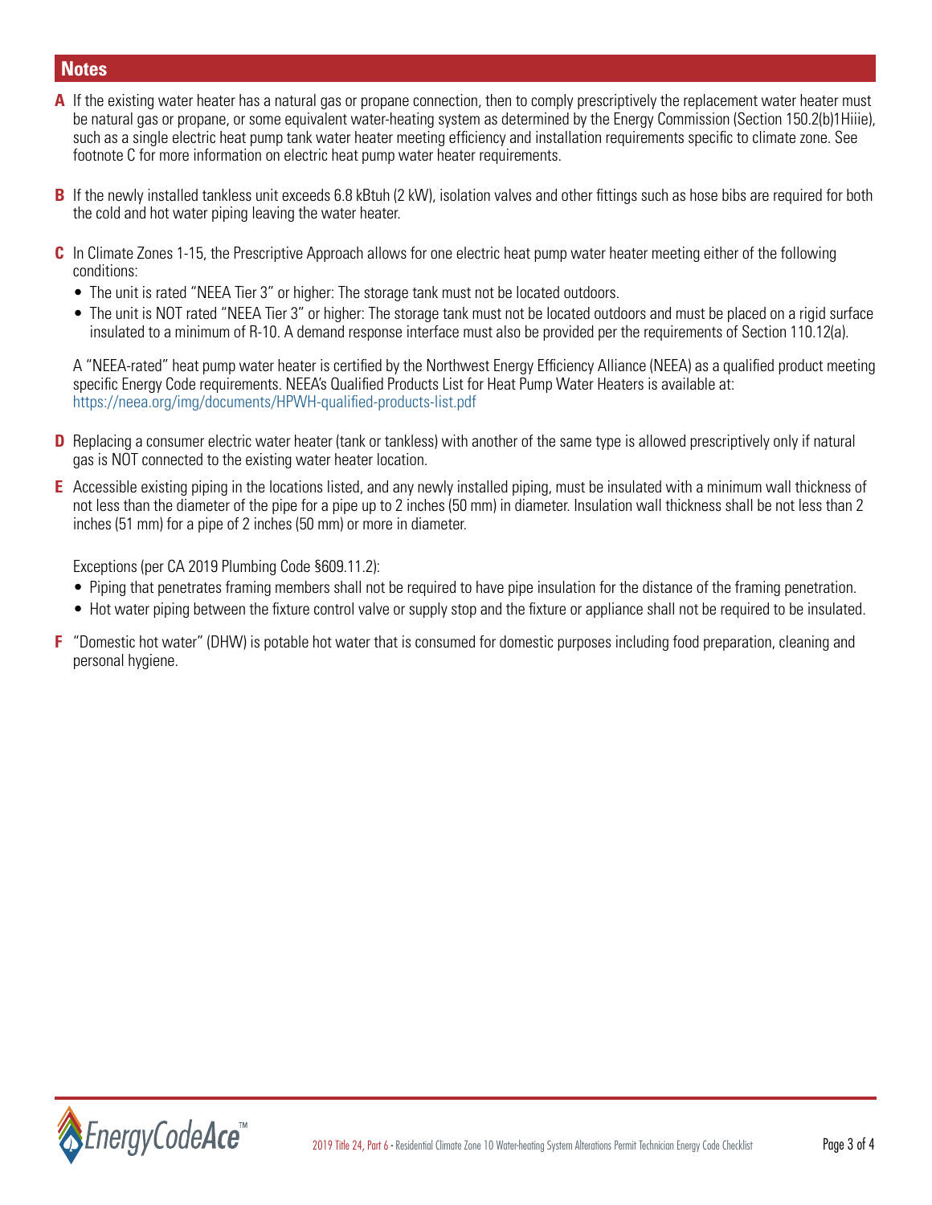## Notes

**A** If the existing water heater has a natural gas or propane connection, then to comply prescriptively the replacement water heater must be natural gas or propane, or some equivalent water-heating system as determined by the Energy Commission (Section 150.2(b)1Hiiie), such as a single electric heat pump tank water heater meeting efficiency and installation requirements specific to climate zone. See footnote C for more information on electric heat pump water heater requirements.

**B** If the newly installed tankless unit exceeds 6.8 kBtuh (2 kW), isolation valves and other fittings such as hose bibs are required for both the cold and hot water piping leaving the water heater.

**C** In Climate Zones 1-15, the Prescriptive Approach allows for one electric heat pump water heater meeting either of the following conditions:

- The unit is rated "NEEA Tier 3" or higher: The storage tank must not be located outdoors.
- The unit is NOT rated "NEEA Tier 3" or higher: The storage tank must not be located outdoors and must be placed on a rigid surface insulated to a minimum of R-10. A demand response interface must also be provided per the requirements of Section 110.12(a).

A "NEEA-rated" heat pump water heater is certified by the Northwest Energy Efficiency Alliance (NEEA) as a qualified product meeting specific Energy Code requirements. NEEA's Qualified Products List for Heat Pump Water Heaters is available at: https://neea.org/img/documents/HPWH-qualified-products-list.pdf

**D** Replacing a consumer electric water heater (tank or tankless) with another of the same type is allowed prescriptively only if natural gas is NOT connected to the existing water heater location.

**E** Accessible existing piping in the locations listed, and any newly installed piping, must be insulated with a minimum wall thickness of not less than the diameter of the pipe for a pipe up to 2 inches (50 mm) in diameter. Insulation wall thickness shall be not less than 2 inches (51 mm) for a pipe of 2 inches (50 mm) or more in diameter.

Exceptions (per CA 2019 Plumbing Code §609.11.2):

- Piping that penetrates framing members shall not be required to have pipe insulation for the distance of the framing penetration.
- Hot water piping between the fixture control valve or supply stop and the fixture or appliance shall not be required to be insulated.

**F** "Domestic hot water" (DHW) is potable hot water that is consumed for domestic purposes including food preparation, cleaning and personal hygiene.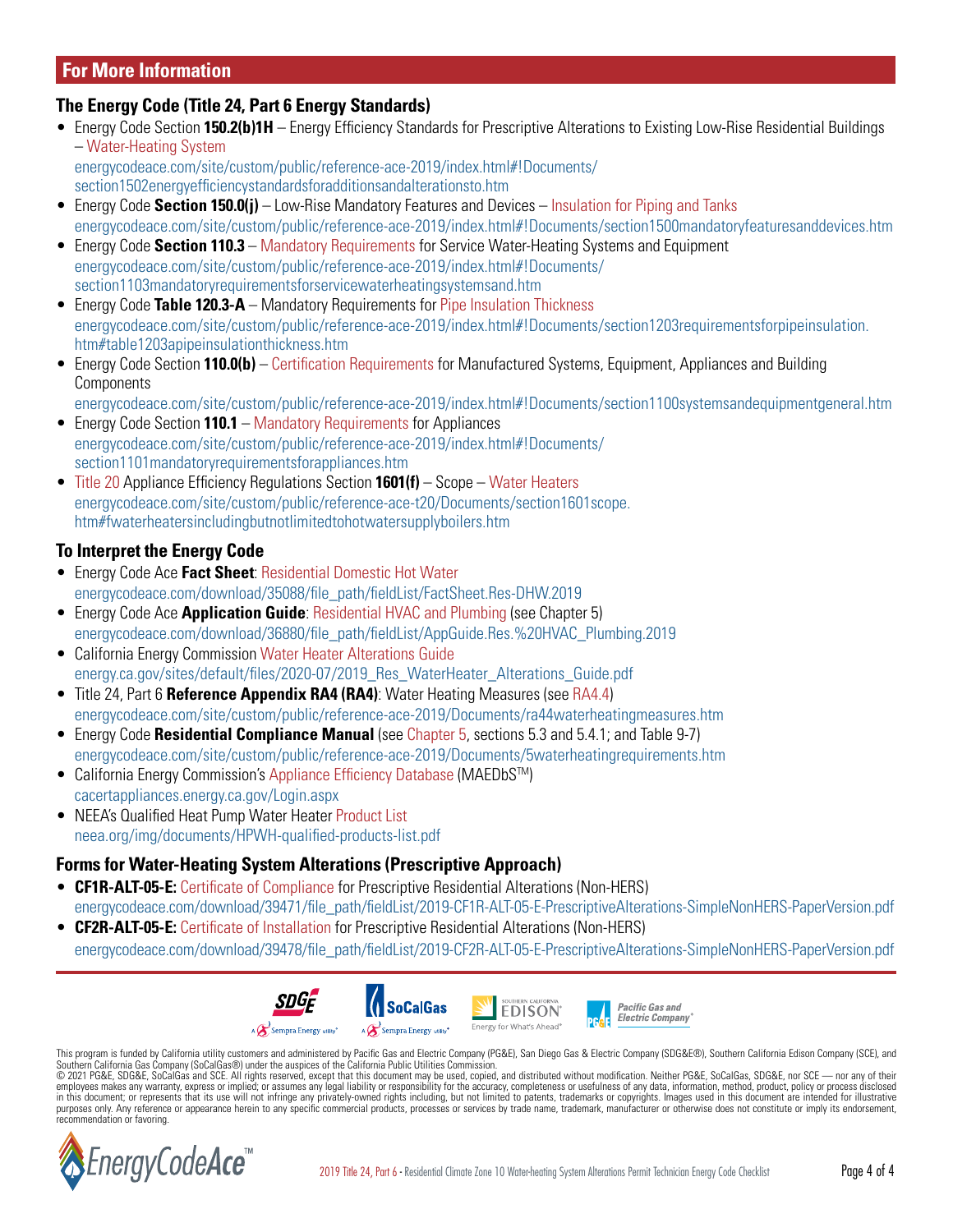## For More Information

### The Energy Code (Title 24, Part 6 Energy Standards)

- Energy Code Section **150.2(b)1H** – Energy Efficiency Standards for Prescriptive Alterations to Existing Low-Rise Residential Buildings – Water-Heating System
  energycodeace.com/site/custom/public/reference-ace-2019/index.html#!Documents/section1502energyefficiencystandardsforadditionsandalterationsto.htm
- Energy Code **Section 150.0(j)** – Low-Rise Mandatory Features and Devices – Insulation for Piping and Tanks
  energycodeace.com/site/custom/public/reference-ace-2019/index.html#!Documents/section1500mandatoryfeaturesanddevices.htm
- Energy Code **Section 110.3** – Mandatory Requirements for Service Water-Heating Systems and Equipment
  energycodeace.com/site/custom/public/reference-ace-2019/index.html#!Documents/section1103mandatoryrequirementsforservicewaterheatingsystemsand.htm
- Energy Code **Table 120.3-A** – Mandatory Requirements for Pipe Insulation Thickness
  energycodeace.com/site/custom/public/reference-ace-2019/index.html#!Documents/section1203requirementsforpipeinsulation.htm#table1203apipeinsulationthickness.htm
- Energy Code Section **110.0(b)** – Certification Requirements for Manufactured Systems, Equipment, Appliances and Building Components
  energycodeace.com/site/custom/public/reference-ace-2019/index.html#!Documents/section1100systemsandequipmentgeneral.htm
- Energy Code Section **110.1** – Mandatory Requirements for Appliances
  energycodeace.com/site/custom/public/reference-ace-2019/index.html#!Documents/section1101mandatoryrequirementsforappliances.htm
- Title 20 Appliance Efficiency Regulations Section **1601(f)** – Scope – Water Heaters
  energycodeace.com/site/custom/public/reference-ace-t20/Documents/section1601scope.htm#fwaterheatersincludingbutnotlimitedtohotwatersupplyboilers.htm

### To Interpret the Energy Code

- Energy Code Ace **Fact Sheet**: Residential Domestic Hot Water
  energycodeace.com/download/35088/file_path/fieldList/FactSheet.Res-DHW.2019
- Energy Code Ace **Application Guide**: Residential HVAC and Plumbing (see Chapter 5)
  energycodeace.com/download/36880/file_path/fieldList/AppGuide.Res.%20HVAC_Plumbing.2019
- California Energy Commission Water Heater Alterations Guide
  energy.ca.gov/sites/default/files/2020-07/2019_Res_WaterHeater_Alterations_Guide.pdf
- Title 24, Part 6 **Reference Appendix RA4 (RA4)**: Water Heating Measures (see RA4.4)
  energycodeace.com/site/custom/public/reference-ace-2019/Documents/ra44waterheatingmeasures.htm
- Energy Code **Residential Compliance Manual** (see Chapter 5, sections 5.3 and 5.4.1; and Table 9-7)
  energycodeace.com/site/custom/public/reference-ace-2019/Documents/5waterheatingrequirements.htm
- California Energy Commission's Appliance Efficiency Database (MAEDbS™)
  cacertappliances.energy.ca.gov/Login.aspx
- NEEA's Qualified Heat Pump Water Heater Product List
  neea.org/img/documents/HPWH-qualified-products-list.pdf

### Forms for Water-Heating System Alterations (Prescriptive Approach)

- **CF1R-ALT-05-E:** Certificate of Compliance for Prescriptive Residential Alterations (Non-HERS)
  energycodeace.com/download/39471/file_path/fieldList/2019-CF1R-ALT-05-E-PrescriptiveAlterations-SimpleNonHERS-PaperVersion.pdf
- **CF2R-ALT-05-E:** Certificate of Installation for Prescriptive Residential Alterations (Non-HERS)
  energycodeace.com/download/39478/file_path/fieldList/2019-CF2R-ALT-05-E-PrescriptiveAlterations-SimpleNonHERS-PaperVersion.pdf

This program is funded by California utility customers and administered by Pacific Gas and Electric Company (PG&E), San Diego Gas & Electric Company (SDG&E®), Southern California Edison Company (SCE), and Southern California Gas Company (SoCalGas®) under the auspices of the California Public Utilities Commission.
© 2021 PG&E, SDG&E, SoCalGas and SCE. All rights reserved, except that this document may be used, copied, and distributed without modification. Neither PG&E, SoCalGas, SDG&E, nor SCE — nor any of their employees makes any warranty, express or implied; or assumes any legal liability or responsibility for the accuracy, completeness or usefulness of any data, information, method, product, policy or process disclosed in this document; or represents that its use will not infringe any privately-owned rights including, but not limited to, patents, trademarks or copyrights. Images used in this document are intended for illustrative purposes only. Any reference or appearance herein to any specific commercial products, processes or services by trade name, trademark, manufacturer or otherwise does not constitute or imply its endorsement, recommendation or favoring.